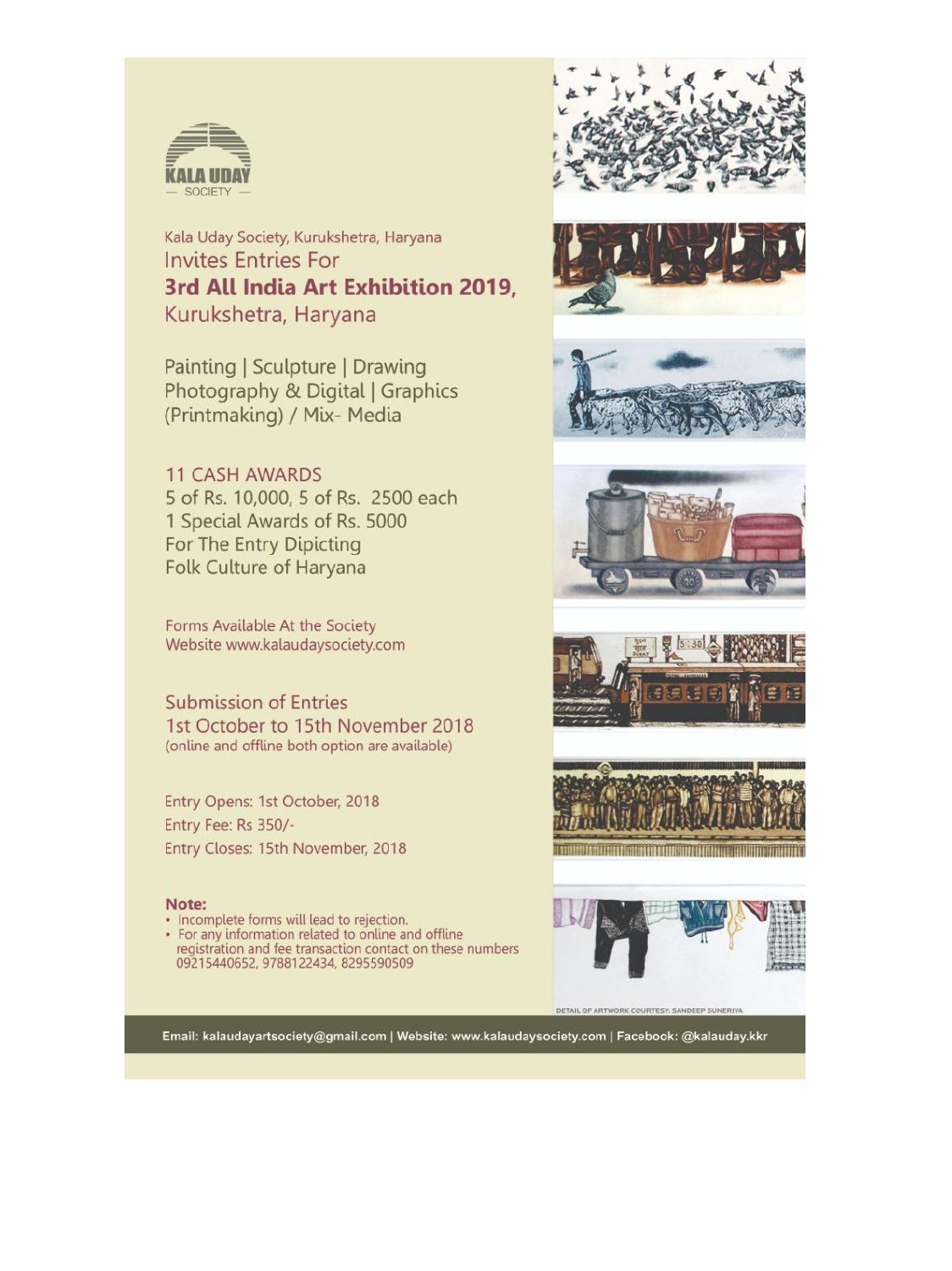KALA UDAY
— SOCIETY —

Kala Uday Society, Kurukshetra, Haryana

Invites Entries For

## 3rd All India Art Exhibition 2019,

Kurukshetra, Haryana

Painting | Sculpture | Drawing
Photography & Digital | Graphics
(Printmaking) / Mix- Media

11 CASH AWARDS
5 of Rs. 10,000, 5 of Rs. 2500 each
1 Special Awards of Rs. 5000
For The Entry Dipicting
Folk Culture of Haryana

Forms Available At the Society
Website www.kalaudaysociety.com

Submission of Entries
1st October to 15th November 2018
(online and offline both option are available)

Entry Opens: 1st October, 2018
Entry Fee: Rs 350/-
Entry Closes: 15th November, 2018

**Note:**

- Incomplete forms will lead to rejection.
- For any information related to online and offline registration and fee transaction contact on these numbers 09215440652, 9788122434, 8295590509

DETAIL OF ARTWORK COURTESY: SANDEEP SUNERIYA

Email: kalaudayartsociety@gmail.com | Website: www.kalaudaysociety.com | Facebook: @kalauday.kkr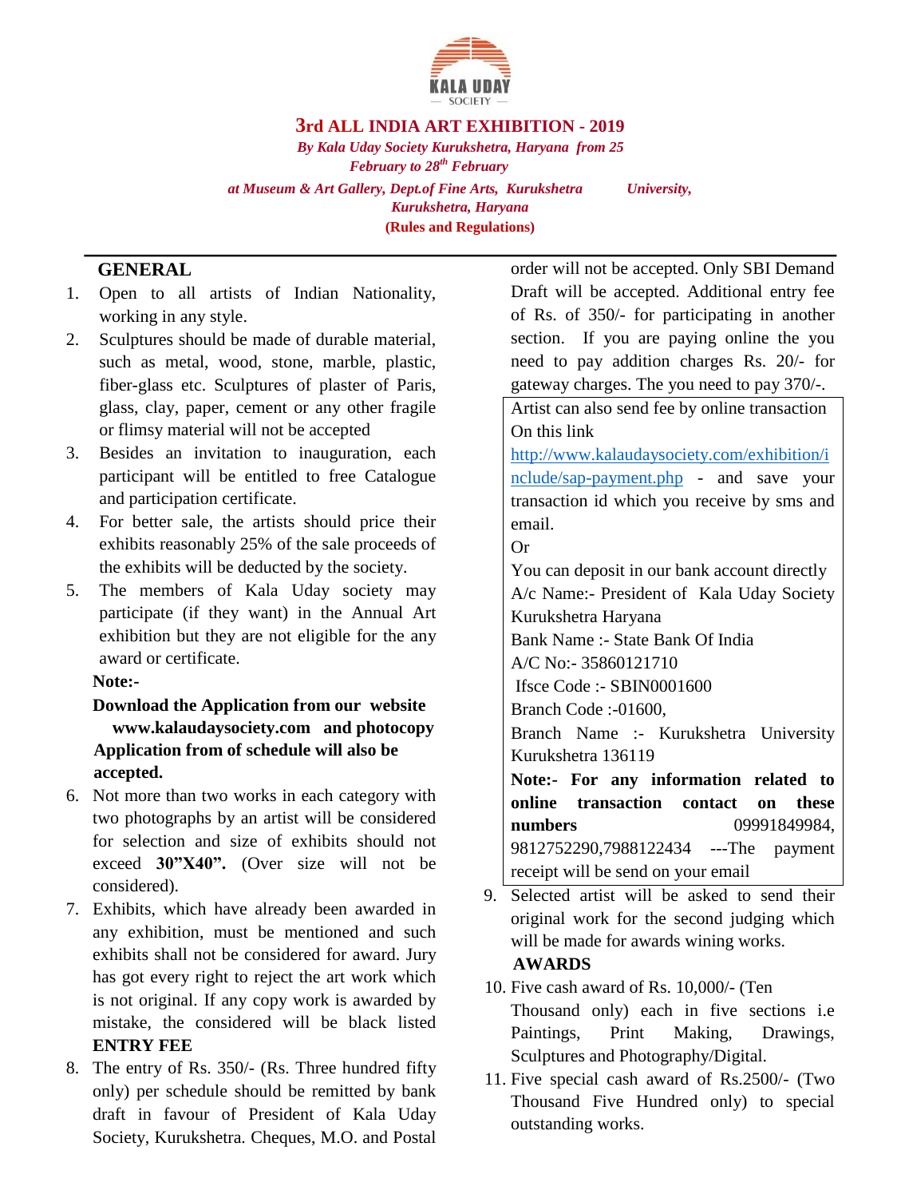KALA UDAY SOCIETY

# 3rd ALL INDIA ART EXHIBITION - 2019

*By Kala Uday Society Kurukshetra, Haryana from 25 February to 28th February*

*at Museum & Art Gallery, Dept.of Fine Arts, Kurukshetra University, Kurukshetra, Haryana*

**(Rules and Regulations)**

## GENERAL

1. Open to all artists of Indian Nationality, working in any style.
2. Sculptures should be made of durable material, such as metal, wood, stone, marble, plastic, fiber-glass etc. Sculptures of plaster of Paris, glass, clay, paper, cement or any other fragile or flimsy material will not be accepted
3. Besides an invitation to inauguration, each participant will be entitled to free Catalogue and participation certificate.
4. For better sale, the artists should price their exhibits reasonably 25% of the sale proceeds of the exhibits will be deducted by the society.
5. The members of Kala Uday society may participate (if they want) in the Annual Art exhibition but they are not eligible for the any award or certificate.

**Note:-**

**Download the Application from our website www.kalaudaysociety.com and photocopy Application from of schedule will also be accepted.**

6. Not more than two works in each category with two photographs by an artist will be considered for selection and size of exhibits should not exceed **30"X40".** (Over size will not be considered).
7. Exhibits, which have already been awarded in any exhibition, must be mentioned and such exhibits shall not be considered for award. Jury has got every right to reject the art work which is not original. If any copy work is awarded by mistake, the considered will be black listed

**ENTRY FEE**

8. The entry of Rs. 350/- (Rs. Three hundred fifty only) per schedule should be remitted by bank draft in favour of President of Kala Uday Society, Kurukshetra. Cheques, M.O. and Postal order will not be accepted. Only SBI Demand Draft will be accepted. Additional entry fee of Rs. of 350/- for participating in another section. If you are paying online the you need to pay addition charges Rs. 20/- for gateway charges. The you need to pay 370/-.

   Artist can also send fee by online transaction On this link http://www.kalaudaysociety.com/exhibition/include/sap-payment.php - and save your transaction id which you receive by sms and email.

   Or

   You can deposit in our bank account directly
   A/c Name:- President of Kala Uday Society Kurukshetra Haryana
   Bank Name :- State Bank Of India
   A/C No:- 35860121710
   Ifsce Code :- SBIN0001600
   Branch Code :-01600,
   Branch Name :- Kurukshetra University Kurukshetra 136119

   **Note:- For any information related to online transaction contact on these numbers** 09991849984, 9812752290,7988122434 ---The payment receipt will be send on your email

9. Selected artist will be asked to send their original work for the second judging which will be made for awards wining works.

**AWARDS**

10. Five cash award of Rs. 10,000/- (Ten Thousand only) each in five sections i.e Paintings, Print Making, Drawings, Sculptures and Photography/Digital.
11. Five special cash award of Rs.2500/- (Two Thousand Five Hundred only) to special outstanding works.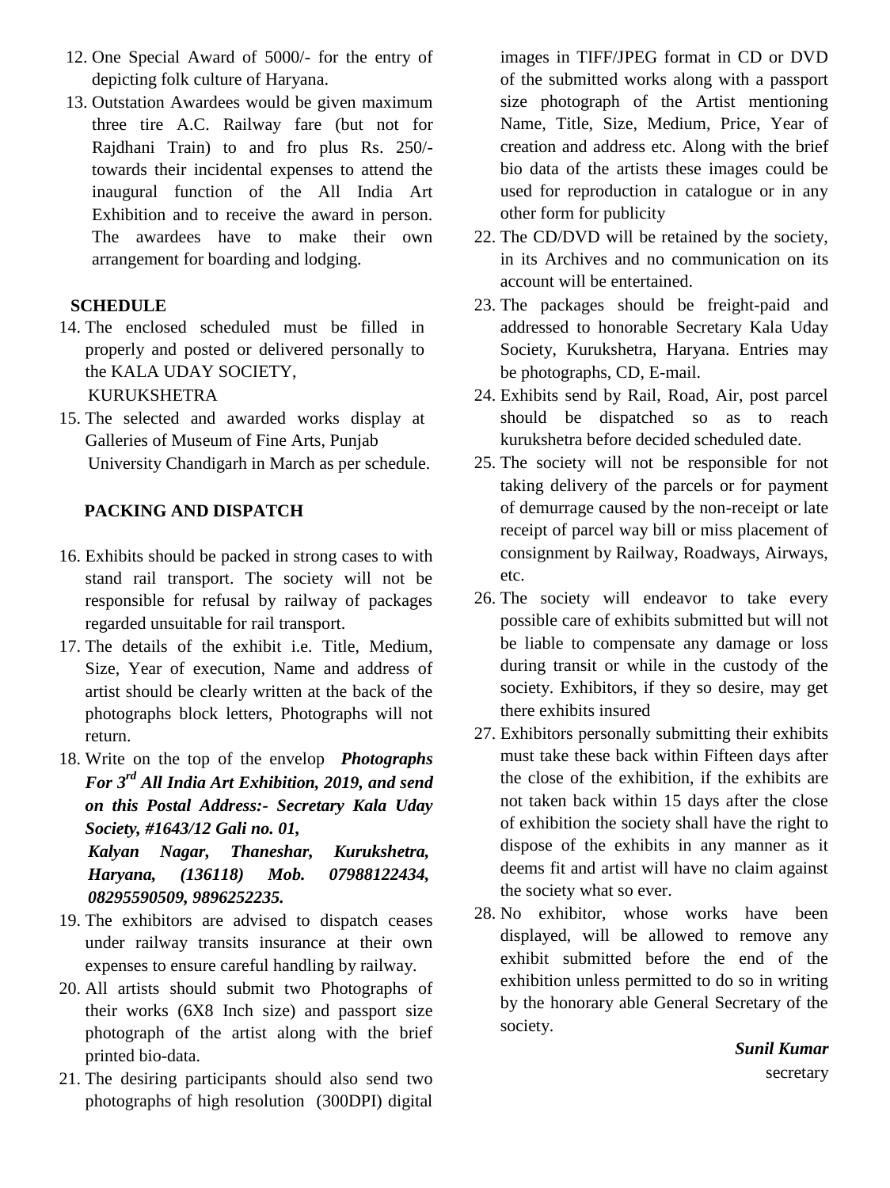12. One Special Award of 5000/- for the entry of depicting folk culture of Haryana.
13. Outstation Awardees would be given maximum three tire A.C. Railway fare (but not for Rajdhani Train) to and fro plus Rs. 250/- towards their incidental expenses to attend the inaugural function of the All India Art Exhibition and to receive the award in person. The awardees have to make their own arrangement for boarding and lodging.

**SCHEDULE**

14. The enclosed scheduled must be filled in properly and posted or delivered personally to the KALA UDAY SOCIETY, KURUKSHETRA
15. The selected and awarded works display at Galleries of Museum of Fine Arts, Punjab University Chandigarh in March as per schedule.

**PACKING AND DISPATCH**

16. Exhibits should be packed in strong cases to with stand rail transport. The society will not be responsible for refusal by railway of packages regarded unsuitable for rail transport.
17. The details of the exhibit i.e. Title, Medium, Size, Year of execution, Name and address of artist should be clearly written at the back of the photographs block letters, Photographs will not return.
18. Write on the top of the envelop ***Photographs For 3rd All India Art Exhibition, 2019, and send on this Postal Address:- Secretary Kala Uday Society, #1643/12 Gali no. 01, Kalyan Nagar, Thaneshar, Kurukshetra, Haryana, (136118) Mob. 07988122434, 08295590509, 9896252235.***
19. The exhibitors are advised to dispatch ceases under railway transits insurance at their own expenses to ensure careful handling by railway.
20. All artists should submit two Photographs of their works (6X8 Inch size) and passport size photograph of the artist along with the brief printed bio-data.
21. The desiring participants should also send two photographs of high resolution (300DPI) digital images in TIFF/JPEG format in CD or DVD of the submitted works along with a passport size photograph of the Artist mentioning Name, Title, Size, Medium, Price, Year of creation and address etc. Along with the brief bio data of the artists these images could be used for reproduction in catalogue or in any other form for publicity
22. The CD/DVD will be retained by the society, in its Archives and no communication on its account will be entertained.
23. The packages should be freight-paid and addressed to honorable Secretary Kala Uday Society, Kurukshetra, Haryana. Entries may be photographs, CD, E-mail.
24. Exhibits send by Rail, Road, Air, post parcel should be dispatched so as to reach kurukshetra before decided scheduled date.
25. The society will not be responsible for not taking delivery of the parcels or for payment of demurrage caused by the non-receipt or late receipt of parcel way bill or miss placement of consignment by Railway, Roadways, Airways, etc.
26. The society will endeavor to take every possible care of exhibits submitted but will not be liable to compensate any damage or loss during transit or while in the custody of the society. Exhibitors, if they so desire, may get there exhibits insured
27. Exhibitors personally submitting their exhibits must take these back within Fifteen days after the close of the exhibition, if the exhibits are not taken back within 15 days after the close of exhibition the society shall have the right to dispose of the exhibits in any manner as it deems fit and artist will have no claim against the society what so ever.
28. No exhibitor, whose works have been displayed, will be allowed to remove any exhibit submitted before the end of the exhibition unless permitted to do so in writing by the honorary able General Secretary of the society.

***Sunil Kumar***

secretary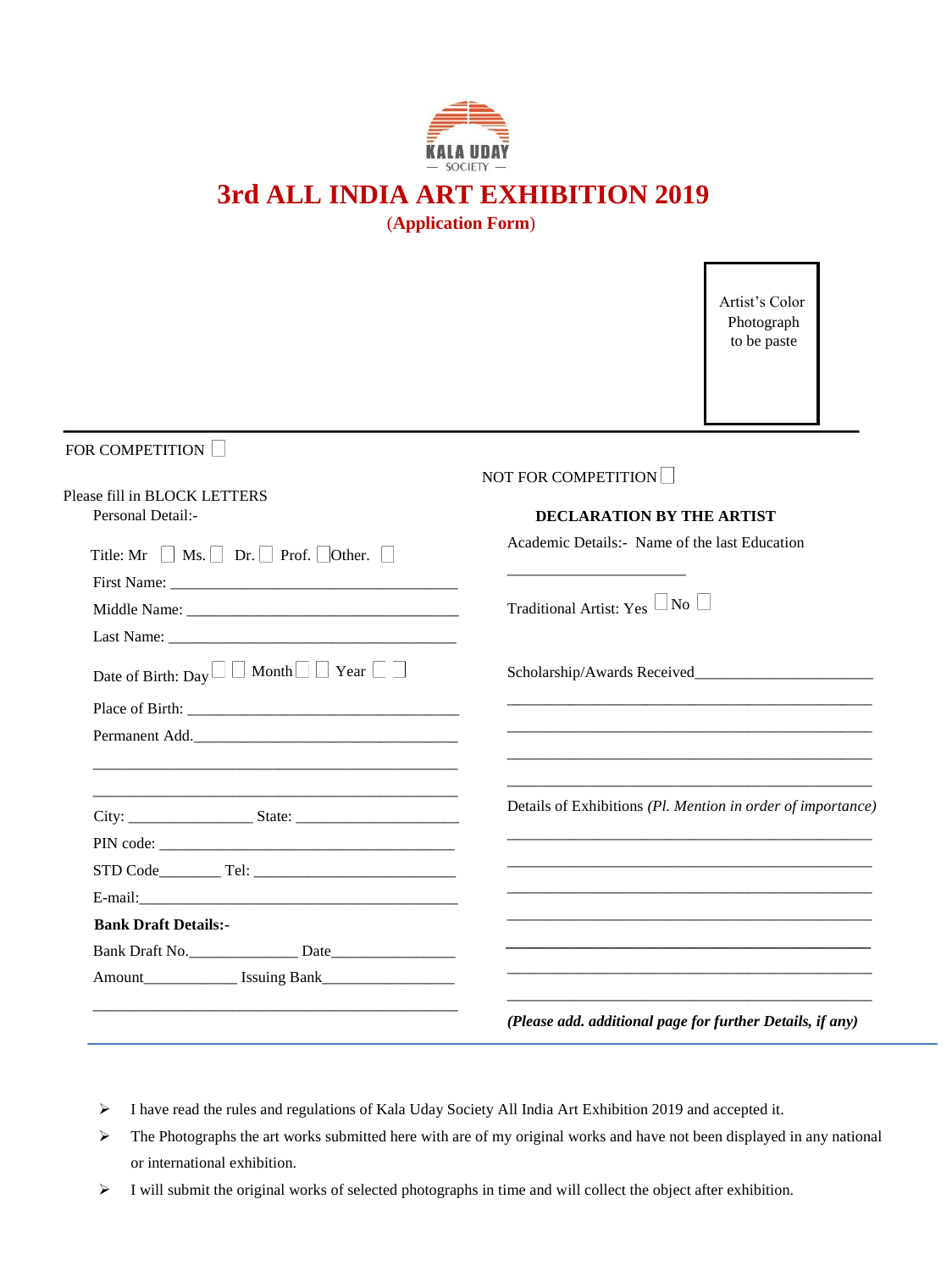KALA UDAY
— SOCIETY —

# 3rd ALL INDIA ART EXHIBITION 2019

**(Application Form)**

Artist's Color Photograph to be paste

---

FOR COMPETITION ☐

NOT FOR COMPETITION ☐

Please fill in BLOCK LETTERS

Personal Detail:-

Title: Mr ☐ Ms. ☐ Dr. ☐ Prof. ☐ Other. ☐

First Name: ____________________________________

Middle Name: ____________________________________

Last Name: ____________________________________

Date of Birth: Day ☐ ☐ Month ☐ ☐ Year ☐ ☐

Place of Birth: ____________________________________

Permanent Add.____________________________________

____________________________________________

____________________________________________

City: _______________ State: ____________________

PIN code: ____________________________________

STD Code________ Tel: __________________________

E-mail:____________________________________

**Bank Draft Details:-**

Bank Draft No.______________ Date_______________

Amount____________ Issuing Bank________________

____________________________________________

**DECLARATION BY THE ARTIST**

Academic Details:- Name of the last Education

______________________

Traditional Artist: Yes ☐ No ☐

Scholarship/Awards Received______________________

____________________________________________

____________________________________________

____________________________________________

____________________________________________

Details of Exhibitions *(Pl. Mention in order of importance)*

____________________________________________

____________________________________________

____________________________________________

____________________________________________

____________________________________________

____________________________________________

____________________________________________

***(Please add. additional page for further Details, if any)***

---

- I have read the rules and regulations of Kala Uday Society All India Art Exhibition 2019 and accepted it.
- The Photographs the art works submitted here with are of my original works and have not been displayed in any national or international exhibition.
- I will submit the original works of selected photographs in time and will collect the object after exhibition.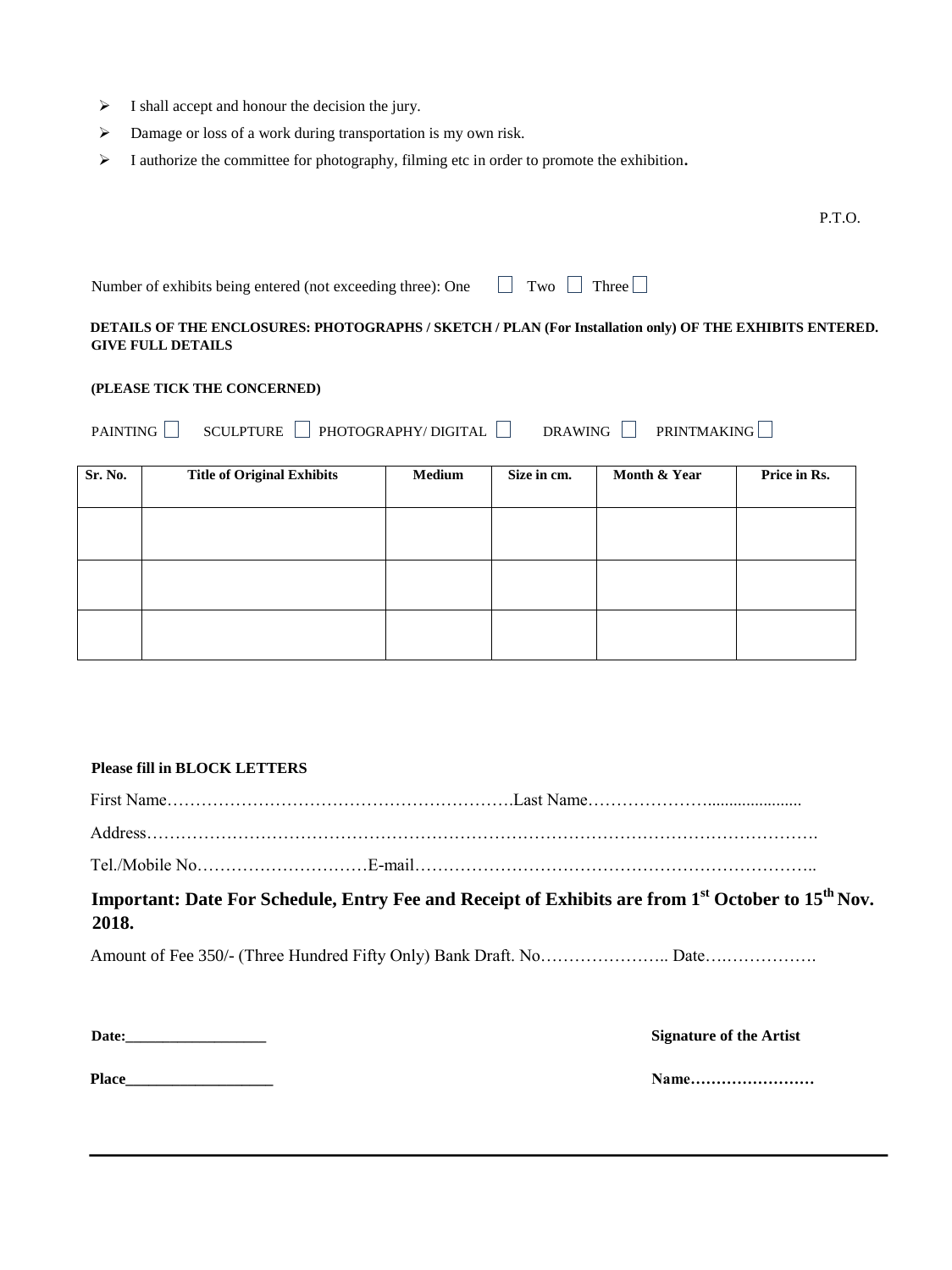- I shall accept and honour the decision the jury.
- Damage or loss of a work during transportation is my own risk.
- I authorize the committee for photography, filming etc in order to promote the exhibition**.**

P.T.O.

Number of exhibits being entered (not exceeding three): One ☐ Two ☐ Three ☐

**DETAILS OF THE ENCLOSURES: PHOTOGRAPHS / SKETCH / PLAN (For Installation only) OF THE EXHIBITS ENTERED. GIVE FULL DETAILS**

**(PLEASE TICK THE CONCERNED)**

PAINTING ☐ SCULPTURE ☐ PHOTOGRAPHY/ DIGITAL ☐ DRAWING ☐ PRINTMAKING ☐

| Sr. No. | Title of Original Exhibits | Medium | Size in cm. | Month & Year | Price in Rs. |
|---|---|---|---|---|---|
| | | | | | |
| | | | | | |
| | | | | | |

**Please fill in BLOCK LETTERS**

First Name……………………………………………………Last Name…………………......................

Address……………………………………………………………………………………………………….

Tel./Mobile No…………………………E-mail……………………………………………………………..

**Important: Date For Schedule, Entry Fee and Receipt of Exhibits are from 1st October to 15th Nov. 2018.**

Amount of Fee 350/- (Three Hundred Fifty Only) Bank Draft. No………………….. Date……………….

**Date:__________________** **Signature of the Artist**

**Place___________________** **Name……………………**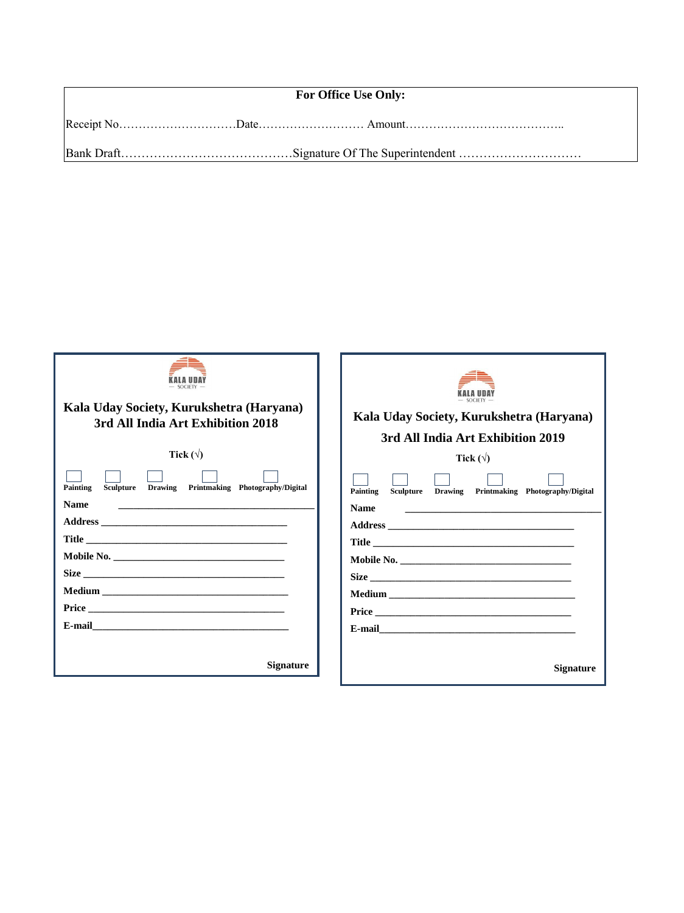**For Office Use Only:**

Receipt No…………………………Date……………………… Amount…………………………………..

Bank Draft……………………………………Signature Of The Superintendent …………………………

KALA UDAY SOCIETY

**Kala Uday Society, Kurukshetra (Haryana)**
**3rd All India Art Exhibition 2018**

**Tick (√)**

☐ Painting ☐ Sculpture ☐ Drawing ☐ Printmaking ☐ Photography/Digital

**Name** ________________________________________

**Address** _____________________________________

**Title** ________________________________________

**Mobile No.** __________________________________

**Size** ________________________________________

**Medium** _____________________________________

**Price** _______________________________________

**E-mail**_______________________________________

**Signature**

KALA UDAY SOCIETY

**Kala Uday Society, Kurukshetra (Haryana)**
**3rd All India Art Exhibition 2019**

**Tick (√)**

☐ Painting ☐ Sculpture ☐ Drawing ☐ Printmaking ☐ Photography/Digital

**Name** ________________________________________

**Address** _____________________________________

**Title** ________________________________________

**Mobile No.** __________________________________

**Size** ________________________________________

**Medium** _____________________________________

**Price** _______________________________________

**E-mail**_______________________________________

**Signature**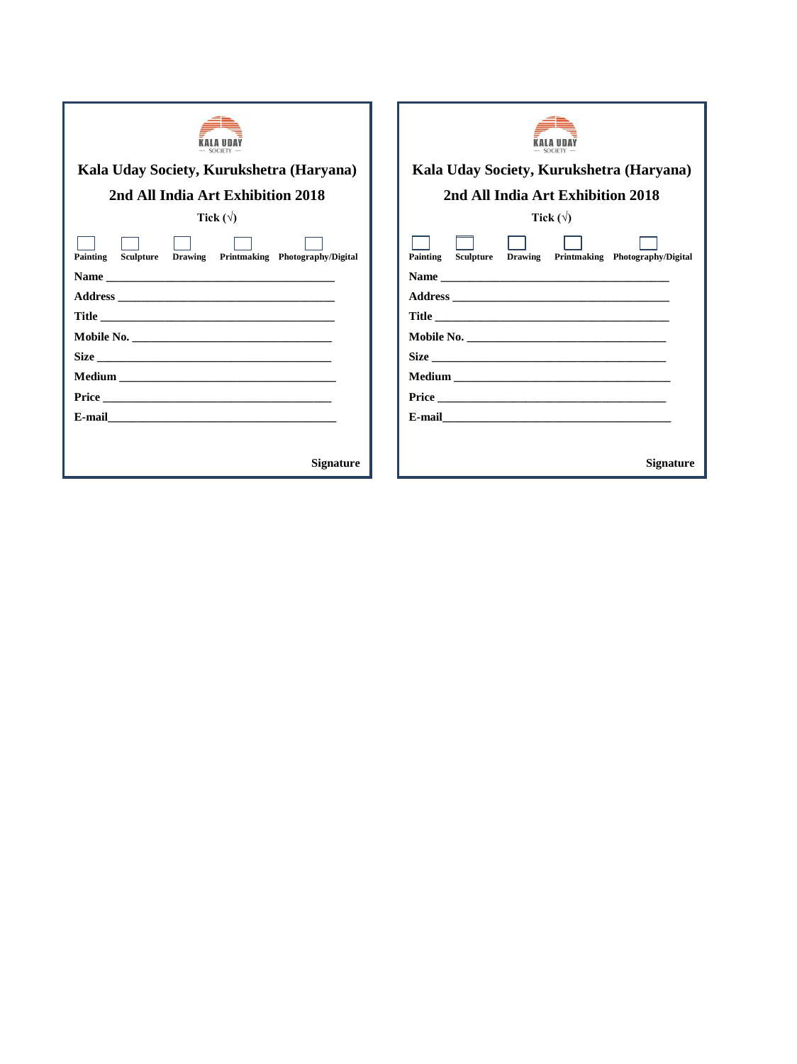KALA UDAY
— SOCIETY —

**Kala Uday Society, Kurukshetra (Haryana)**

**2nd All India Art Exhibition 2018**

**Tick (√)**

☐ **Painting** ☐ **Sculpture** ☐ **Drawing** ☐ **Printmaking** ☐ **Photography/Digital**

**Name** ______________________________________

**Address** ____________________________________

**Title** ______________________________________

**Mobile No.** _________________________________

**Size** _______________________________________

**Medium** ____________________________________

**Price** ______________________________________

**E-mail**______________________________________

**Signature**

KALA UDAY
— SOCIETY —

**Kala Uday Society, Kurukshetra (Haryana)**

**2nd All India Art Exhibition 2018**

**Tick (√)**

☐ **Painting** ☐ **Sculpture** ☐ **Drawing** ☐ **Printmaking** ☐ **Photography/Digital**

**Name** ______________________________________

**Address** ____________________________________

**Title** ______________________________________

**Mobile No.** _________________________________

**Size** _______________________________________

**Medium** ____________________________________

**Price** ______________________________________

**E-mail**______________________________________

**Signature**